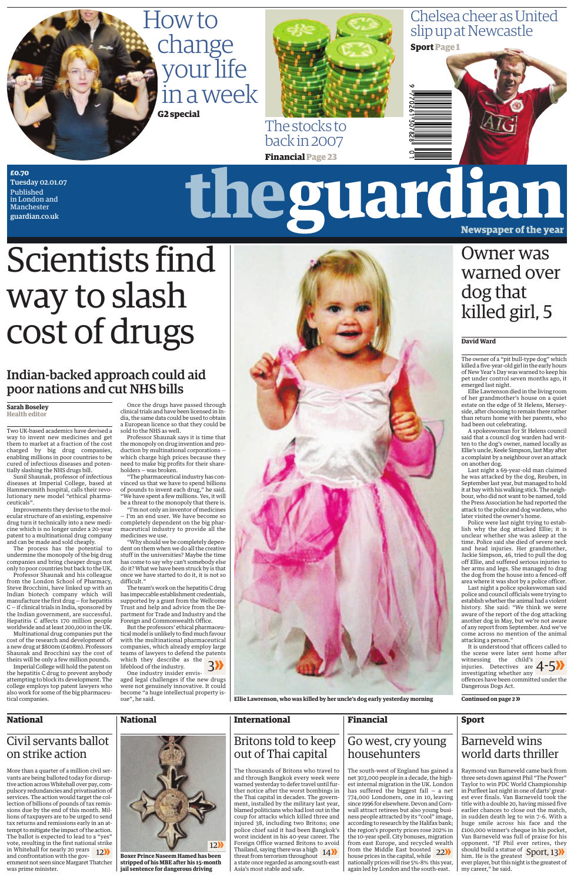# How to change your life in a week

**G2 special**

## The stocks to back in 2007

**Financial** Page 23

## Chelsea cheer as United slip up at Newcastle

**Sport** Page 1

£0.70
Tuesday 02.01.07
Published in London and Manchester
guardian.co.uk

# the guardian

Newspaper of the year

# Scientists find way to slash cost of drugs

## Indian-backed approach could aid poor nations and cut NHS bills

**Sarah Boseley**
Health editor

Two UK-based academics have devised a way to invent new medicines and get them to market at a fraction of the cost charged by big drug companies, enabling millions in poor countries to be cured of infectious diseases and potentially slashing the NHS drugs bill.

Sunil Shaunak, professor of infectious diseases at Imperial College, based at Hammersmith hospital, calls their revolutionary new model "ethical pharmaceuticals".

Improvements they devise to the molecular structure of an existing, expensive drug turn it technically into a new medicine which is no longer under a 20-year patent to a multinational drug company and can be made and sold cheaply.

The process has the potential to undermine the monopoly of the big drug companies and bring cheaper drugs not only to poor countries but back to the UK.

Professor Shaunak and his colleague from the London School of Pharmacy, Steve Brocchini, have linked up with an Indian biotech company which will manufacture the first drug – for hepatitis C – if clinical trials in India, sponsored by the Indian government, are successful. Hepatitis C affects 170 million people worldwide and at least 200,000 in the UK.

Multinational drug companies put the cost of the research and development of a new drug at $800m (£408m). Professors Shaunak and Brocchini say the cost of theirs will be only a few million pounds.

Imperial College will hold the patent on the hepatitis C drug to prevent anybody attempting to block its development. The college employs top patent lawyers who also work for some of the big pharmaceutical companies.

Once the drugs have passed through clinical trials and have been licensed in India, the same data could be used to obtain a European licence so that they could be sold to the NHS as well.

Professor Shaunak says it is time that the monopoly on drug invention and production by multinational corporations – which charge high prices because they need to make big profits for their shareholders – was broken.

"The pharmaceutical industry has convinced us that we have to spend billions of pounds to invent each drug," he said. "We have spent a few millions. Yes, it will be a threat to the monopoly that there is.

"I'm not only an inventor of medicines – I'm an end user. We have become so completely dependent on the big pharmaceutical industry to provide all the medicines we use.

"Why should we be completely dependent on them when we do all the creative stuff in the universities? Maybe the time has come to say why can't somebody else do it? What we have been struck by is that once we have started to do it, it is not so difficult."

The team's work on the hepatitis C drug has impeccable establishment credentials, supported by a grant from the Wellcome Trust and help and advice from the Department for Trade and Industry and the Foreign and Commonwealth Office.

But the professors' ethical pharmaceutical model is unlikely to find much favour with the multinational pharmaceutical companies, which already employ large teams of lawyers to defend the patents which they describe as the lifeblood of the industry. **3»**

One industry insider envisaged legal challenges if the new drugs were not genuinely innovative. It could become "a huge intellectual property issue", he said.

**Ellie Lawrenson, who was killed by her uncle's dog early yesterday morning**

# Owner was warned over dog that killed girl, 5

**David Ward**

The owner of a "pit bull-type dog" which killed a five-year-old girl in the early hours of New Year's Day was warned to keep his pet under control seven months ago, it emerged last night.

Ellie Lawrenson died in the living room of her grandmother's house on a quiet estate on the edge of St Helens, Merseyside, after choosing to remain there rather than return home with her parents, who had been out celebrating.

A spokeswoman for St Helens council said that a council dog warden had written to the dog's owner, named locally as Ellie's uncle, Keele Simpson, last May after a complaint by a neighbour over an attack on another dog.

Last night a 69-year-old man claimed he was attacked by the dog, Reuben, in September last year, but managed to hold it at bay with his walking stick. The neighbour, who did not want to be named, told the Press Association he had reported the attack to the police and dog wardens, who later visited the owner's home.

Police were last night trying to establish why the dog attacked Ellie; it is unclear whether she was asleep at the time. Police said she died of severe neck and head injuries. Her grandmother, Jackie Simpson, 46, tried to pull the dog off Ellie, and suffered serious injuries to her arms and legs. She managed to drag the dog from the house into a fenced-off area where it was shot by a police officer.

Last night a police spokeswoman said police and council officials were trying to establish whether the animal had a violent history. She said: "We think we were aware of the report of the dog attacking another dog in May, but we're not aware of any report from September. And we've come across no mention of the animal attacking a person."

It is understood that officers called to the scene were later sent home after witnessing the child's injuries. Detectives are investigating whether any offences have been committed under the Dangerous Dogs Act. **4-5»**

**Continued on page 2 »**

---

**National**

## Civil servants ballot on strike action

More than a quarter of a million civil servants are being balloted today for disruptive action across Whitehall over pay, compulsory redundancies and privatisation of services. The action would target the collection of billions of pounds of tax remissions due by the end of this month. Millions of taxpayers are to be urged to send tax returns and remissions early in an attempt to mitigate the impact of the action. The ballot is expected to lead to a "yes" vote, resulting in the first national strike in Whitehall for nearly 20 years and confrontation with the government not seen since Margaret Thatcher was prime minister. **12»**

**National**

**12»**

**Boxer Prince Naseem Hamed has been stripped of his MBE after his 15-month jail sentence for dangerous driving**

**International**

## Britons told to keep out of Thai capital

The thousands of Britons who travel to and through Bangkok every week were warned yesterday to defer travel until further notice after the worst bombings in the Thai capital in decades. The government, installed by the military last year, blamed politicians who had lost out in the coup for attacks which killed three and injured 38, including two Britons; one police chief said it had been Bangkok's worst incident in his 40-year career. The Foreign Office warned Britons to avoid Thailand, saying there was a high threat from terrorism throughout a state once regarded as among south-east Asia's most stable and safe. **14»**

**Financial**

## Go west, cry young househunters

The south-west of England has gained a net 303,000 people in a decade, the highest internal migration in the UK. London has suffered the biggest fall – a net 774,000 Londoners, one in 10, leaving since 1996 for elsewhere. Devon and Cornwall attract retirees but also young business people attracted by its "cool" image, according to research by the Halifax bank; the region's property prices rose 202% in the 10-year spell. City bonuses, migration from east Europe, and recycled wealth from the Middle East boosted house prices in the capital, while nationally prices will rise 5%-8% this year, again led by London and the south-east. **22»**

**Sport**

## Barneveld wins world darts thriller

Raymond van Barneveld came back from three sets down against Phil "The Power" Taylor to win PDC World Championship in Purfleet last night in one of darts' greatest ever finals. Van Barneveld took the title with a double 20, having missed five earlier chances to close out the match, in sudden death leg to win 7-6. With a huge smile across his face and the £100,000 winner's cheque in his pocket, Van Barneveld was full of praise for his opponent. "If Phil ever retires, they should build a statue of him. He is the greatest ever player, but this night is the greatest of my career," he said. **Sport, 13»**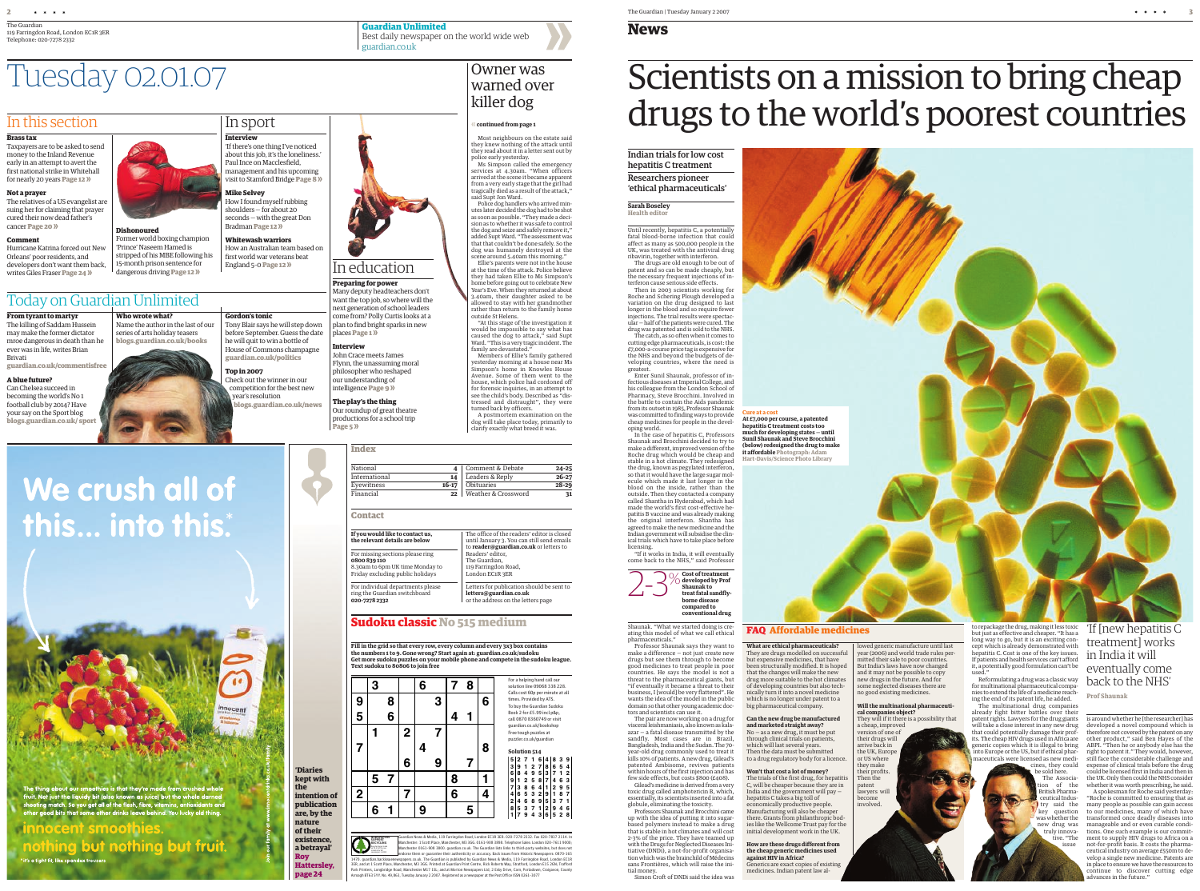**Guardian Unlimited**
Best daily newspaper on the world wide web
guardian.co.uk

# Tuesday 02.01.07

## In this section

**Brass tax**
Taxpayers are to be asked to send money to the Inland Revenue early in an attempt to avert the first national strike in Whitehall for nearly 20 years **Page 12 »**

**Not a prayer**
The relatives of a US evangelist are suing her for claiming that prayer cured their now dead father's cancer **Page 20 »**

**Comment**
Hurricane Katrina forced out New Orleans' poor residents, and developers don't want them back, writes Giles Fraser **Page 24 »**

**Dishonoured**
Former world boxing champion 'Prince' Naseem Hamed is stripped of his MBE following his 15-month prison sentence for dangerous driving **Page 12 »**

## In sport

**Interview**
'If there's one thing I've noticed about this job, it's the loneliness.' Paul Ince on Macclesfield, management and his upcoming visit to Stamford Bridge **Page 8 »**

**Mike Selvey**
How I found myself rubbing shoulders – for about 20 seconds – with the great Don Bradman **Page 12 »**

**Whitewash warriors**
How an Australian team based on first world war veterans beat England 5-0 **Page 12 »**

## In education

**Preparing for power**
Many deputy headteachers don't want the top job, so where will the next generation of school leaders come from? Polly Curtis looks at a plan to find bright sparks in new places **Page 1 »**

**Interview**
John Crace meets James Flynn, the unassuming moral philosopher who reshaped our understanding of intelligence **Page 9 »**

**The play's the thing**
Our roundup of great theatre productions for a school trip **Page 5 »**

## Today on Guardian Unlimited

**From tyrant to martyr**
The killing of Saddam Hussein may make the former dictator more dangerous in death than he ever was in life, writes Brian Brivati
**guardian.co.uk/commentisfree**

**A blue future?**
Can Chelsea succeed in becoming the world's No 1 football club by 2014? Have your say on the Sport blog
**blogs.guardian.co.uk/ sport**

**Who wrote what?**
Name the author in the last of our series of arts holiday teasers
**blogs.guardian.co.uk/books**

**Gordon's tonic**
Tony Blair says he will step down before September. Guess the date he will quit to win a bottle of House of Commons champagne
**guardian.co.uk/politics**

**Top in 2007**
Check out the winner in our competition for the best new year's resolution
**blogs.guardian.co.uk/news**

# We crush all of this... into this.*

The thing about our smoothies is that they're made from crushed whole fruit. Not just the liquidy bit (also known as juice) but the whole darned shooting match. So you get all of the flesh, fibre, vitamins, antioxidants and other good bits that some other drinks leave behind. You lucky old thing.

**innocent smoothies. nothing but nothing but fruit.**

*it's a tight fit, like spandex trousers

Join our family at www.innocentdrinks.co.uk/family

**'Diaries kept with the intention of publication are, by the nature of their existence, a betrayal'**
**Roy Hattersley, page 24**

# Owner was warned over killer dog

« **continued from page 1**

Most neighbours on the estate said they knew nothing of the attack until they read about it in a letter sent out by police early yesterday.

Ms Simpson called the emergency services at 4.30am. "When officers arrived at the scene it became apparent from a very early stage that the girl had tragically died as a result of the attack," said Supt Jon Ward.

Police dog handlers who arrived minutes later decided the dog had to be shot as soon as possible. "They made a decision as to whether it was safe to control the dog and seize and safely remove it," added Supt Ward. "The assessment was that that couldn't be done safely. So the dog was humanely destroyed at the scene around 5.40am this morning."

Ellie's parents were not in the house at the time of the attack. Police believe they had taken Ellie to Ms Simpson's home before going out to celebrate New Year's Eve. When they returned at about 3.40am, their daughter asked to be allowed to stay with her grandmother rather than return to the family home outside St Helens.

"At this stage of the investigation it would be impossible to say what has caused the dog to attack," said Supt Ward. "This is a very tragic incident. The family are devastated."

Members of Ellie's family gathered yesterday morning at a house near Ms Simpson's home in Knowles House Avenue. Some of them went to the house, which police had cordoned off for forensic inquiries, in an attempt to see the child's body. Described as "distressed and distraught", they were turned back by officers.

A postmortem examination on the dog will take place today, primarily to clarify exactly what breed it was.

## Index

| | | | |
|---|---|---|---|
| National | 4 | Comment & Debate | 24-25 |
| International | 14 | Leaders & Reply | 26-27 |
| Eyewitness | 16-17 | Obituaries | 28-29 |
| Financial | 22 | Weather & Crossword | 31 |

## Contact

**If you would like to contact us, the relevant details are below**

For missing sections please ring **0800 839 110**
8.30am to 6pm UK time Monday to Friday excluding public holidays

For individual departments please ring the Guardian switchboard **020-7278 2332**

The office of the readers' editor is closed until January 3. You can still send emails to **reader@guardian.co.uk** or letters to Readers' editor, The Guardian, 119 Farringdon Road, London EC1R 3ER

Letters for publication should be sent to **letters@guardian.co.uk** or the address on the letters page

## Sudoku classic No 515 medium

**Fill in the grid so that every row, every column and every 3x3 box contains the numbers 1 to 9. Gone wrong? Start again at: guardian.co.uk/sudoku**
**Get more sudoku puzzles on your mobile phone and compete in the sudoku league. Text sudoku to 80806 to join free**

| | | | | | | | | |
|---|---|---|---|---|---|---|---|---|
| | 3 | | | 6 | | 7 | 8 | |
| 9 | | 8 | | | 3 | | | 6 |
| 5 | | 6 | | | | 4 | 1 | |
| | 1 | | 2 | | 7 | | | |
| 7 | | | | 4 | | | | 8 |
| | | | 6 | | 9 | | 7 | |
| | 5 | 7 | | | | 8 | | 1 |
| 2 | | | 7 | | | 6 | | 4 |
| | 6 | 1 | | 9 | | | 5 | |

For a helping hand call our solution line 09068 338 228. Calls cost 60p per minute at all times. Provided by ATS.
To buy the Guardian Sudoku Book 2 for £5.99 inc p&p, call 0870 8360749 or visit guardian.co.uk/bookshop
Free tough puzzles at puzzler.co.uk/guardian

**Solution 514**

| | | | | | | | | |
|---|---|---|---|---|---|---|---|---|
| 5 | 2 | 7 | 1 | 6 | 4 | 8 | 3 | 9 |
| 3 | 9 | 1 | 2 | 7 | 8 | 6 | 5 | 4 |
| 6 | 8 | 4 | 9 | 5 | 3 | 7 | 1 | 2 |
| 9 | 1 | 2 | 5 | 8 | 7 | 4 | 6 | 3 |
| 7 | 3 | 8 | 6 | 4 | 1 | 2 | 9 | 5 |
| 4 | 6 | 5 | 3 | 2 | 9 | 1 | 8 | 7 |
| 2 | 4 | 6 | 8 | 9 | 5 | 3 | 7 | 1 |
| 8 | 5 | 3 | 7 | 1 | 2 | 9 | 4 | 6 |
| 1 | 7 | 9 | 4 | 3 | 6 | 5 | 2 | 8 |

Guardian News & Media, 119 Farringdon Road, London EC1R 3ER. 020-7278 2332. Fax 020-7837 2114. In Manchester: 3 Scott Place, Manchester, M3 3GG. 0161-908 3800. Telephone Sales: London 020-7611 9000; Manchester 0161-908 3800. guardian.co.uk. The Guardian lists links to third party websites, but does not endorse them or guarantee their authenticity or accuracy. Back issues from Historic Newspapers. 0870-165 1470. guardian.backissuenewspapers.co.uk. The Guardian is published by Guardian News & Media, 119 Farringdon Road, London EC1R 3ER, and at 1 Scott Place, Manchester, M3 3GG. Printed at Guardian Print Centre, Rick Roberts Way, Stratford, London E15 2GN; Trafford Park Printers, Longbridge Road, Manchester M17 1SL; and at Worsuk Newspapers Ltd, 2 Esky Drive, Carn, Portadown, Craigavon, County Armagh BT63 5YY. No. 49,861, Tuesday January 2 2007. Registered as a newspaper at the Post Office ISSN 0261-3077

# News

# Scientists on a mission to bring cheap drugs to the world's poorest countries

**Indian trials for low cost hepatitis C treatment**

**Researchers pioneer 'ethical pharmaceuticals'**

**Sarah Boseley**
Health editor

Until recently, hepatitis C, a potentially fatal blood-borne infection that could affect as many as 500,000 people in the UK, was treated with the antiviral drug ribavirin, together with interferon.

The drugs are old enough to be out of patent and so can be made cheaply, but the necessary frequent injections of interferon cause serious side effects.

Then in 2003 scientists working for Roche and Schering Plough developed a variation on the drug designed to last longer in the blood and so require fewer injections. The trial results were spectacular – half of the patients were cured. The drug was patented and is sold to the NHS.

The catch, as so often when it comes to cutting edge pharmaceuticals, is cost: the £7,000-a-course price tag is expensive for the NHS and beyond the budgets of developing countries, where the need is greatest.

Enter Sunil Shaunak, professor of infectious diseases at Imperial College, and his colleague from the London School of Pharmacy, Steve Brocchini. Involved in the battle to contain the Aids pandemic from its outset in 1985, Professor Shaunak was committed to finding ways to provide cheap medicines for people in the developing world.

In the case of hepatitis C, Professors Shaunak and Brocchini decided to try to make a different, improved version of the Roche drug which would be cheap and stable in a hot climate. They redesigned the drug, known as pegylated interferon, so that it would have the large sugar molecule which made it last longer in the blood on the inside, rather than the outside. Then they contacted a company called Shantha in Hyderabad, which had made the world's first cost-effective hepatitis B vaccine and was already making the original interferon. Shantha has agreed to make the new medicine and the Indian government will subsidise the clinical trials which have to take place before licensing.

"If it works in India, it will eventually come back to the NHS," said Professor Shaunak. "What we started doing is creating this model of what we call ethical pharmaceuticals."

Professor Shaunak says they want to make a difference – not just create new drugs but see them through to become good medicines to treat people in poor countries. He says the model is not a threat to the pharmaceutical giants, but "if eventually it became a threat to their business, I [would] be very flattered". He wants the idea of the model in the public domain so that other young academic doctors and scientists can use it.

The pair are now working on a drug for visceral leishmaniasis, also known as kala-azar – a fatal disease transmitted by the sandfly. Most cases are in Brazil, Bangladesh, India and the Sudan. The 70-year-old drug commonly used to treat it kills 10% of patients. A new drug, Gilead's patented Ambisome, revives patients within hours of the first injection and has few side effects, but costs $800 (£408).

Gilead's medicine is derived from a very toxic drug called amphotericin B, which, essentially, its scientists inserted into a fat globule, eliminating the toxicity.

Professors Shaunak and Brocchini came up with the idea of putting it into sugar-based polymers instead to make a drug that is stable in hot climates and will cost 2-3% of the price. They have teamed up with the Drugs for Neglected Diseases Initiative (DNDi), a not-for-profit organisation which was the brainchild of Médecins sans Frontières, which will raise the initial money.

Simon Croft of DNDi said the idea was to repackage the drug, making it less toxic but just as effective and cheaper. "It has a long way to go, but it is an exciting concept which is already demonstrated with hepatitis C. Cost is one of the key issues. If patients and health services can't afford it, a potentially good formulation can't be used."

Reformulating a drug was a classic way for multinational pharmaceutical companies to extend the life of a medicine reaching the end of its patent life, he added.

The multinational drug companies already fight bitter battles over their patent rights. Lawyers for the drug giants will take a close interest in any new drug that could potentially damage their profits. The cheap HIV drugs used in Africa are generic copies which it is illegal to bring into Europe or the US, but if ethical pharmaceuticals were licensed as new medicines, they could be sold here.

The Association of the British Pharmaceutical Industry said the key question was whether the new drug was truly innovative. "The issue is around whether he [the researcher] has developed a novel compound which is therefore not covered by the patent on any other product," said Ben Hayes of the ABPI. "Then he or anybody else has the right to patent it." They would, however, still face the considerable challenge and expense of clinical trials before the drug could be licensed first in India and then in the UK. Only then could the NHS consider whether it was worth prescribing, he said.

A spokesman for Roche said yesterday: "Roche is committed to ensuring that as many people as possible can gain access to our medicines, many of which have transformed once deadly diseases into manageable and or even curable conditions. One such example is our commitment to supply HIV drugs to Africa on a not-for-profit basis. It costs the pharmaceutical industry on average £550m to develop a single new medicine. Patents are in place to ensure we have the resources to continue to discover cutting edge advances in the future."

**Cure at a cost**
**At £7,000 per course, a patented hepatitis C treatment costs too much for developing states – until Sunil Shaunak and Steve Brocchini (below) redesigned the drug to make it affordable** Photograph: Adam Hart-Davis/Science Photo Library

**2-3%** **Cost of treatment developed by Prof Shaunak to treat fatal sandfly-borne disease compared to conventional drug**

**'If [new hepatitis C treatment] works in India it will eventually come back to the NHS'**
**Prof Shaunak**

## FAQ Affordable medicines

**What are ethical pharmaceuticals?**
They are drugs modelled on successful but expensive medicines, that have been structurally modified. It is hoped that the changes will make the new drug more suitable to the hot climates of developing countries but also technically turn it into a novel medicine which is no longer under patent to a big pharmaceutical company.

**Can the new drug be manufactured and marketed straight away?**
No – as a new drug, it must be put through clinical trials on patients, which will last several years. Then the data must be submitted to a drug regulatory body for a licence.

**Won't that cost a lot of money?**
The trials of the first drug, for hepatitis C, will be cheaper because they are in India and the government will pay – hepatitis C takes a big toll of economically productive people. Manufacturing will also be cheaper there. Grants from philanthropic bodies like the Wellcome Trust pay for the initial development work in the UK.

**How are these drugs different from the cheap generic medicines used against HIV in Africa?**
Generics are exact copies of existing medicines. Indian patent law allowed generic manufacture until last year (2006) and world trade rules permitted their sale to poor countries. But India's laws have now changed and it may not be possible to copy new drugs in the future. And for some neglected diseases there are no good existing medicines.

**Will the multinational pharmaceutical companies object?**
They will if there is a possibility that a cheap, improved version of one of their drugs will arrive back in the UK, Europe or US where they make their profits. Then the patent lawyers will become involved.